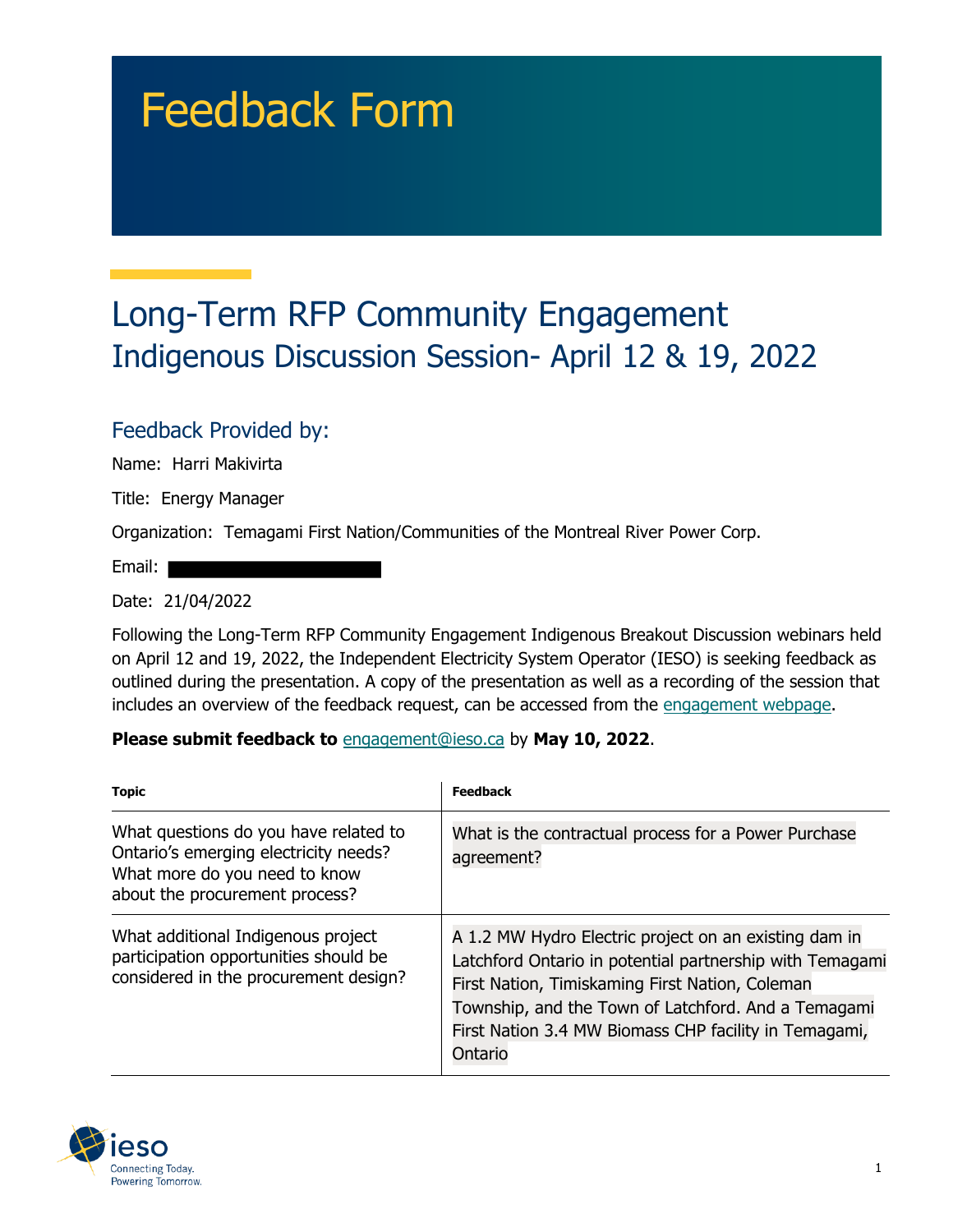# Feedback Form

## Long-Term RFP Community Engagement
### Indigenous Discussion Session- April 12 & 19, 2022

### Feedback Provided by:

Name: Harri Makivirta

Title: Energy Manager

Organization: Temagami First Nation/Communities of the Montreal River Power Corp.

Email:

Date: 21/04/2022

Following the Long-Term RFP Community Engagement Indigenous Breakout Discussion webinars held on April 12 and 19, 2022, the Independent Electricity System Operator (IESO) is seeking feedback as outlined during the presentation. A copy of the presentation as well as a recording of the session that includes an overview of the feedback request, can be accessed from the engagement webpage.

**Please submit feedback to** engagement@ieso.ca by **May 10, 2022**.

| Topic | Feedback |
|---|---|
| What questions do you have related to Ontario's emerging electricity needs? What more do you need to know about the procurement process? | What is the contractual process for a Power Purchase agreement? |
| What additional Indigenous project participation opportunities should be considered in the procurement design? | A 1.2 MW Hydro Electric project on an existing dam in Latchford Ontario in potential partnership with Temagami First Nation, Timiskaming First Nation, Coleman Township, and the Town of Latchford. And a Temagami First Nation 3.4 MW Biomass CHP facility in Temagami, Ontario |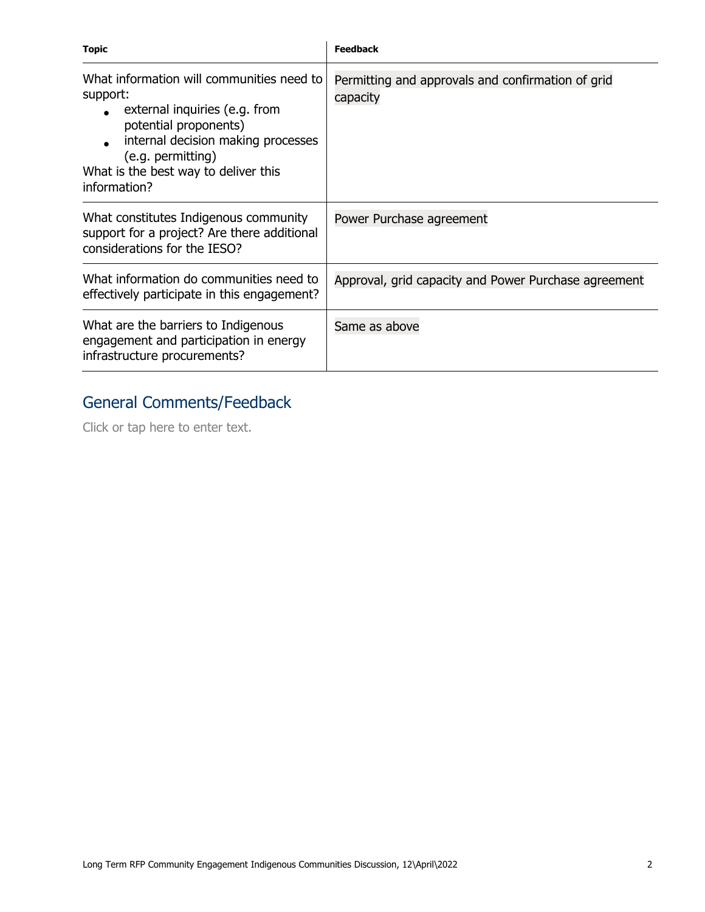| Topic | Feedback |
| --- | --- |
| What information will communities need to support:<br>• external inquiries (e.g. from potential proponents)<br>• internal decision making processes (e.g. permitting)<br>What is the best way to deliver this information? | Permitting and approvals and confirmation of grid capacity |
| What constitutes Indigenous community support for a project? Are there additional considerations for the IESO? | Power Purchase agreement |
| What information do communities need to effectively participate in this engagement? | Approval, grid capacity and Power Purchase agreement |
| What are the barriers to Indigenous engagement and participation in energy infrastructure procurements? | Same as above |

## General Comments/Feedback

Click or tap here to enter text.